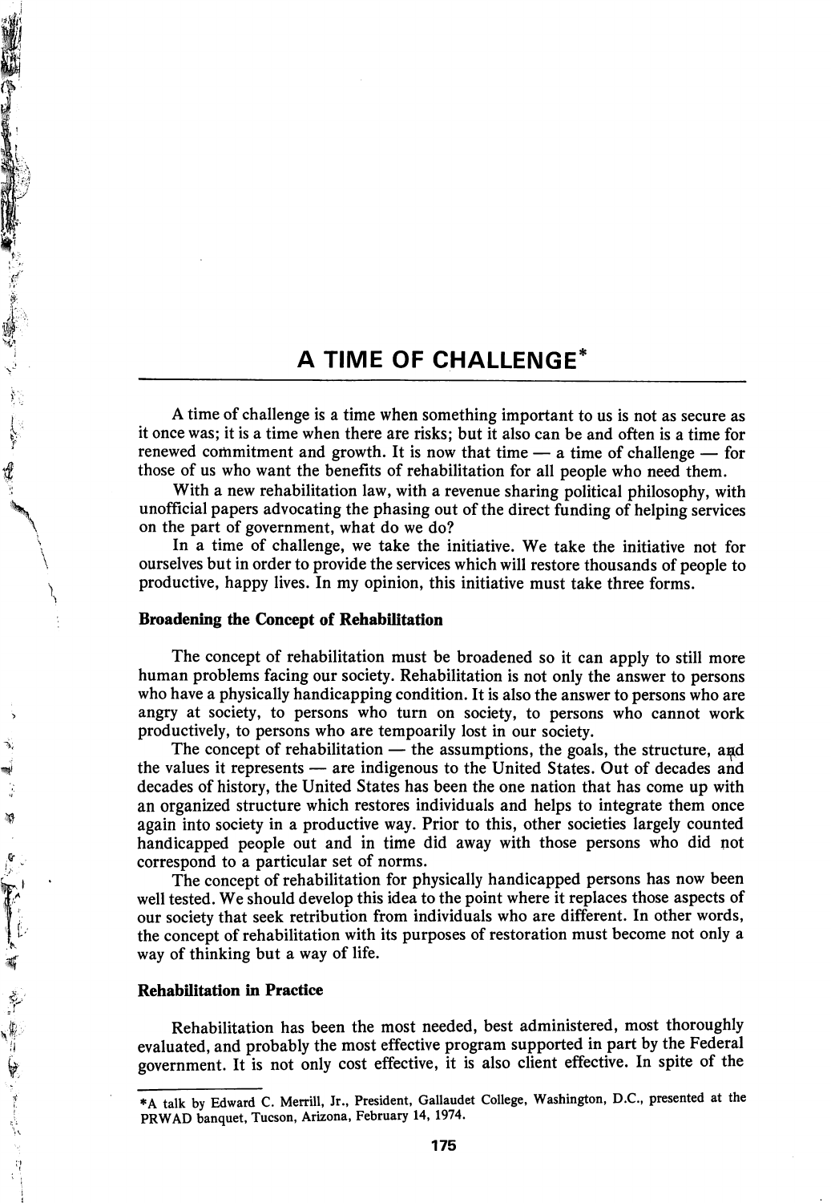# A TIME OF CHALLENGE*

A time of challenge is a time when something important to us is not as secure as it once was; it is a time when there are risks; but it also can be and often is a time for renewed commitment and growth. It is now that time — a time of challenge — for those of us who want the benefits of rehabilitation for all people who need them.

With a new rehabilitation law, with a revenue sharing political philosophy, with unofficial papers advocating the phasing out of the direct funding of helping services on the part of government, what do we do?

In a time of challenge, we take the initiative. We take the initiative not for ourselves but in order to provide the services which will restore thousands of people to productive, happy lives. In my opinion, this initiative must take three forms.

### Broadening the Concept of Rehabilitation

The concept of rehabilitation must be broadened so it can apply to still more human problems facing our society. Rehabilitation is not only the answer to persons who have a physically handicapping condition. It is also the answer to persons who are angry at society, to persons who turn on society, to persons who cannot work productively, to persons who are tempoarily lost in our society.

The concept of rehabilitation — the assumptions, the goals, the structure, and the values it represents — are indigenous to the United States. Out of decades and decades of history, the United States has been the one nation that has come up with an organized structure which restores individuals and helps to integrate them once again into society in a productive way. Prior to this, other societies largely counted handicapped people out and in time did away with those persons who did not correspond to a particular set of norms.

The concept of rehabilitation for physically handicapped persons has now been well tested. We should develop this idea to the point where it replaces those aspects of our society that seek retribution from individuals who are different. In other words, the concept of rehabilitation with its purposes of restoration must become not only a way of thinking but a way of life.

### Rehabilitation in Practice

Rehabilitation has been the most needed, best administered, most thoroughly evaluated, and probably the most effective program supported in part by the Federal government. It is not only cost effective, it is also client effective. In spite of the

---

*A talk by Edward C. Merrill, Jr., President, Gallaudet College, Washington, D.C., presented at the PRWAD banquet, Tucson, Arizona, February 14, 1974.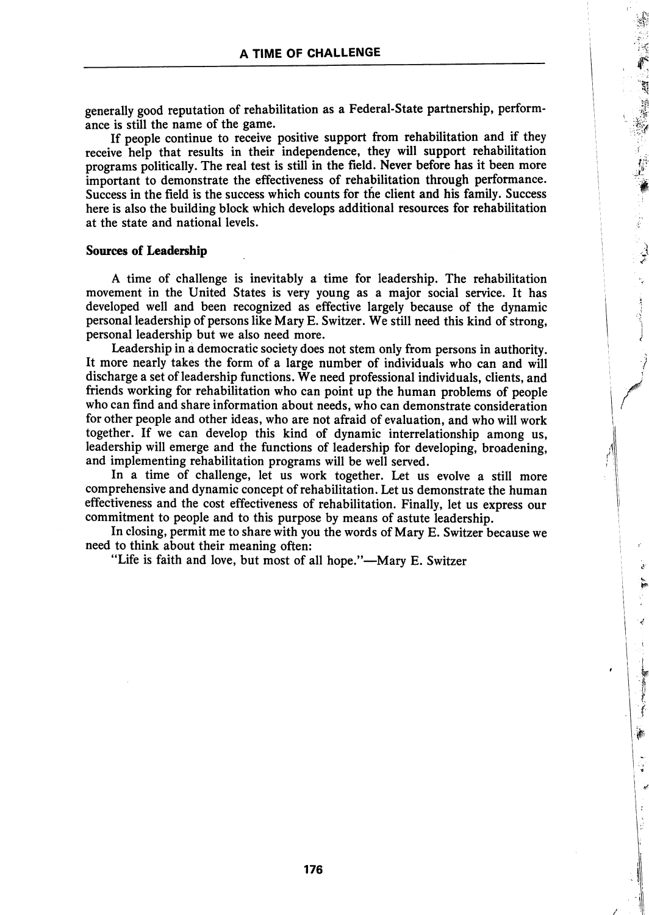generally good reputation of rehabilitation as a Federal-State partnership, performance is still the name of the game.

If people continue to receive positive support from rehabilitation and if they receive help that results in their independence, they will support rehabilitation programs politically. The real test is still in the field. Never before has it been more important to demonstrate the effectiveness of rehabilitation through performance. Success in the field is the success which counts for the client and his family. Success here is also the building block which develops additional resources for rehabilitation at the state and national levels.

**Sources of Leadership**

A time of challenge is inevitably a time for leadership. The rehabilitation movement in the United States is very young as a major social service. It has developed well and been recognized as effective largely because of the dynamic personal leadership of persons like Mary E. Switzer. We still need this kind of strong, personal leadership but we also need more.

Leadership in a democratic society does not stem only from persons in authority. It more nearly takes the form of a large number of individuals who can and will discharge a set of leadership functions. We need professional individuals, clients, and friends working for rehabilitation who can point up the human problems of people who can find and share information about needs, who can demonstrate consideration for other people and other ideas, who are not afraid of evaluation, and who will work together. If we can develop this kind of dynamic interrelationship among us, leadership will emerge and the functions of leadership for developing, broadening, and implementing rehabilitation programs will be well served.

In a time of challenge, let us work together. Let us evolve a still more comprehensive and dynamic concept of rehabilitation. Let us demonstrate the human effectiveness and the cost effectiveness of rehabilitation. Finally, let us express our commitment to people and to this purpose by means of astute leadership.

In closing, permit me to share with you the words of Mary E. Switzer because we need to think about their meaning often:

"Life is faith and love, but most of all hope."—Mary E. Switzer